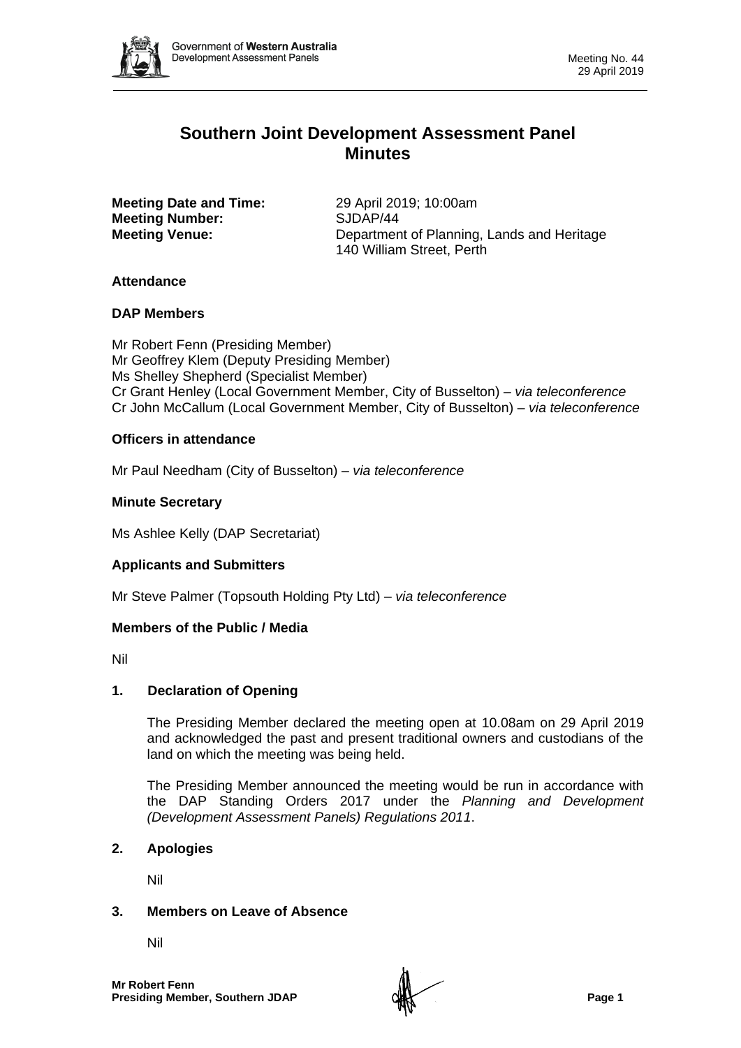# Southern Joint Development Assessment Panel Minutes

**Meeting Date and Time:** 29 April 2019; 10:00am
**Meeting Number:** SJDAP/44
**Meeting Venue:** Department of Planning, Lands and Heritage
140 William Street, Perth

## Attendance

### DAP Members

Mr Robert Fenn (Presiding Member)
Mr Geoffrey Klem (Deputy Presiding Member)
Ms Shelley Shepherd (Specialist Member)
Cr Grant Henley (Local Government Member, City of Busselton) – *via teleconference*
Cr John McCallum (Local Government Member, City of Busselton) – *via teleconference*

### Officers in attendance

Mr Paul Needham (City of Busselton) – *via teleconference*

### Minute Secretary

Ms Ashlee Kelly (DAP Secretariat)

### Applicants and Submitters

Mr Steve Palmer (Topsouth Holding Pty Ltd) – *via teleconference*

### Members of the Public / Media

Nil

## 1. Declaration of Opening

The Presiding Member declared the meeting open at 10.08am on 29 April 2019 and acknowledged the past and present traditional owners and custodians of the land on which the meeting was being held.

The Presiding Member announced the meeting would be run in accordance with the DAP Standing Orders 2017 under the *Planning and Development (Development Assessment Panels) Regulations 2011*.

## 2. Apologies

Nil

## 3. Members on Leave of Absence

Nil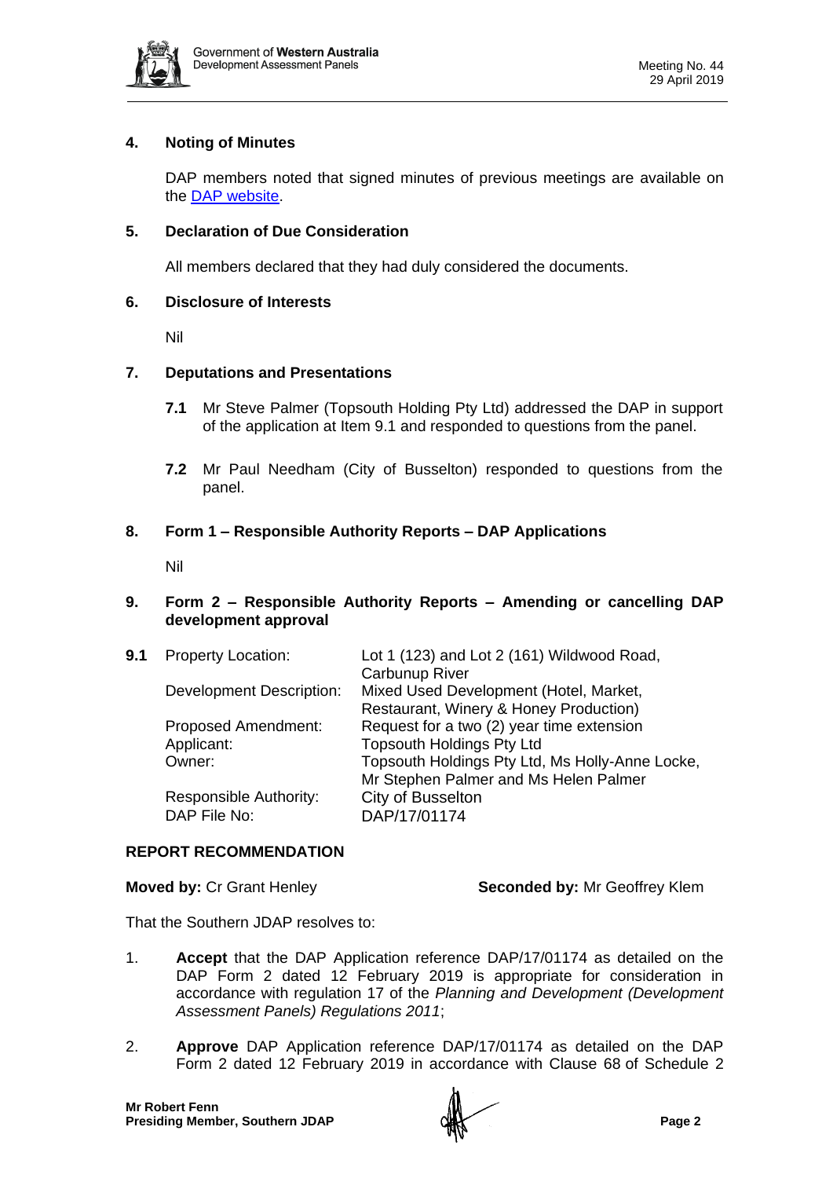## 4. Noting of Minutes

DAP members noted that signed minutes of previous meetings are available on the DAP website.

## 5. Declaration of Due Consideration

All members declared that they had duly considered the documents.

## 6. Disclosure of Interests

Nil

## 7. Deputations and Presentations

**7.1** Mr Steve Palmer (Topsouth Holding Pty Ltd) addressed the DAP in support of the application at Item 9.1 and responded to questions from the panel.

**7.2** Mr Paul Needham (City of Busselton) responded to questions from the panel.

## 8. Form 1 – Responsible Authority Reports – DAP Applications

Nil

## 9. Form 2 – Responsible Authority Reports – Amending or cancelling DAP development approval

**9.1**

| | |
|---|---|
| Property Location: | Lot 1 (123) and Lot 2 (161) Wildwood Road, Carbunup River |
| Development Description: | Mixed Used Development (Hotel, Market, Restaurant, Winery & Honey Production) |
| Proposed Amendment: | Request for a two (2) year time extension |
| Applicant: | Topsouth Holdings Pty Ltd |
| Owner: | Topsouth Holdings Pty Ltd, Ms Holly-Anne Locke, Mr Stephen Palmer and Ms Helen Palmer |
| Responsible Authority: | City of Busselton |
| DAP File No: | DAP/17/01174 |

### REPORT RECOMMENDATION

**Moved by:** Cr Grant Henley **Seconded by:** Mr Geoffrey Klem

That the Southern JDAP resolves to:

1. **Accept** that the DAP Application reference DAP/17/01174 as detailed on the DAP Form 2 dated 12 February 2019 is appropriate for consideration in accordance with regulation 17 of the *Planning and Development (Development Assessment Panels) Regulations 2011*;

2. **Approve** DAP Application reference DAP/17/01174 as detailed on the DAP Form 2 dated 12 February 2019 in accordance with Clause 68 of Schedule 2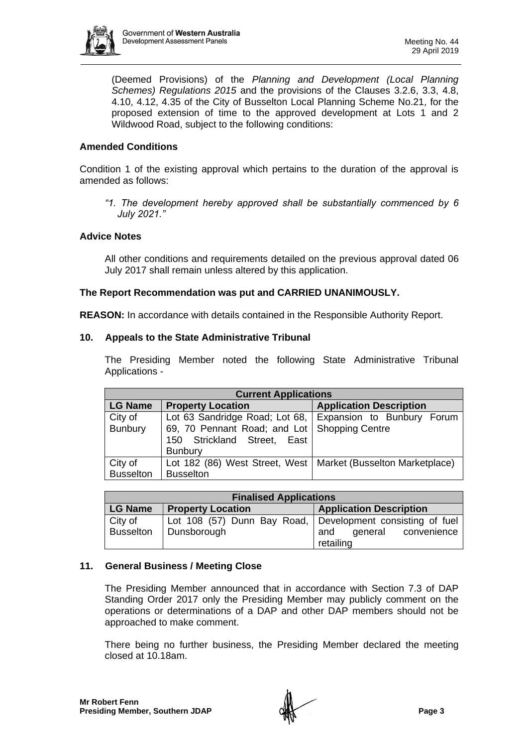(Deemed Provisions) of the *Planning and Development (Local Planning Schemes) Regulations 2015* and the provisions of the Clauses 3.2.6, 3.3, 4.8, 4.10, 4.12, 4.35 of the City of Busselton Local Planning Scheme No.21, for the proposed extension of time to the approved development at Lots 1 and 2 Wildwood Road, subject to the following conditions:

**Amended Conditions**

Condition 1 of the existing approval which pertains to the duration of the approval is amended as follows:

*"1. The development hereby approved shall be substantially commenced by 6 July 2021."*

**Advice Notes**

All other conditions and requirements detailed on the previous approval dated 06 July 2017 shall remain unless altered by this application.

**The Report Recommendation was put and CARRIED UNANIMOUSLY.**

**REASON:** In accordance with details contained in the Responsible Authority Report.

## 10. Appeals to the State Administrative Tribunal

The Presiding Member noted the following State Administrative Tribunal Applications -

| Current Applications | | |
|---|---|---|
| **LG Name** | **Property Location** | **Application Description** |
| City of Bunbury | Lot 63 Sandridge Road; Lot 68, 69, 70 Pennant Road; and Lot 150 Strickland Street, East Bunbury | Expansion to Bunbury Forum Shopping Centre |
| City of Busselton | Lot 182 (86) West Street, West Busselton | Market (Busselton Marketplace) |

| Finalised Applications | | |
|---|---|---|
| **LG Name** | **Property Location** | **Application Description** |
| City of Busselton | Lot 108 (57) Dunn Bay Road, Dunsborough | Development consisting of fuel and general convenience retailing |

## 11. General Business / Meeting Close

The Presiding Member announced that in accordance with Section 7.3 of DAP Standing Order 2017 only the Presiding Member may publicly comment on the operations or determinations of a DAP and other DAP members should not be approached to make comment.

There being no further business, the Presiding Member declared the meeting closed at 10.18am.

**Mr Robert Fenn**
**Presiding Member, Southern JDAP**